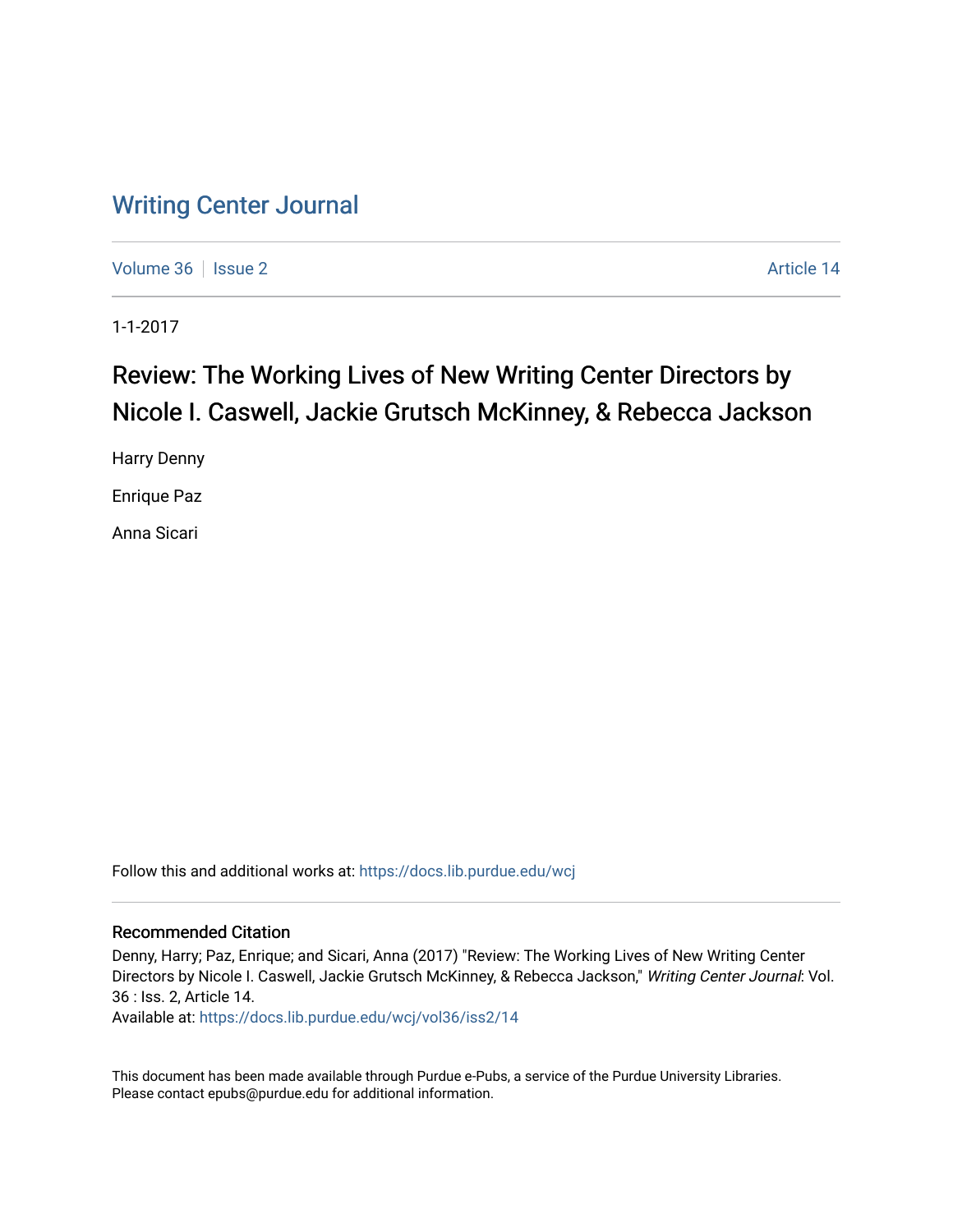# Writing Center Journal

Volume 36 | Issue 2 | Article 14

1-1-2017

## Review: The Working Lives of New Writing Center Directors by Nicole I. Caswell, Jackie Grutsch McKinney, & Rebecca Jackson

Harry Denny

Enrique Paz

Anna Sicari

Follow this and additional works at: https://docs.lib.purdue.edu/wcj

### Recommended Citation

Denny, Harry; Paz, Enrique; and Sicari, Anna (2017) "Review: The Working Lives of New Writing Center Directors by Nicole I. Caswell, Jackie Grutsch McKinney, & Rebecca Jackson," *Writing Center Journal*: Vol. 36 : Iss. 2, Article 14.
Available at: https://docs.lib.purdue.edu/wcj/vol36/iss2/14

This document has been made available through Purdue e-Pubs, a service of the Purdue University Libraries. Please contact epubs@purdue.edu for additional information.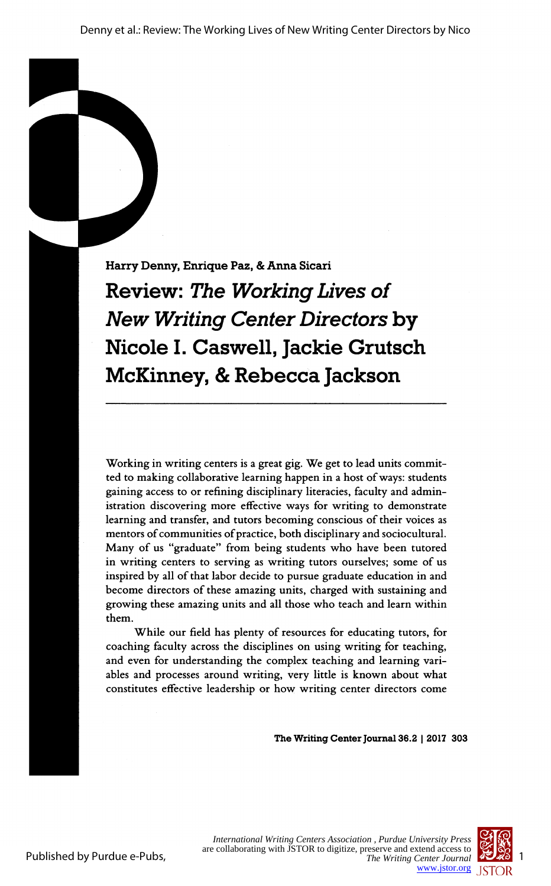Harry Denny, Enrique Paz, & Anna Sicari

# Review: *The Working Lives of New Writing Center Directors* by Nicole I. Caswell, Jackie Grutsch McKinney, & Rebecca Jackson

Working in writing centers is a great gig. We get to lead units committed to making collaborative learning happen in a host of ways: students gaining access to or refining disciplinary literacies, faculty and administration discovering more effective ways for writing to demonstrate learning and transfer, and tutors becoming conscious of their voices as mentors of communities of practice, both disciplinary and sociocultural. Many of us "graduate" from being students who have been tutored in writing centers to serving as writing tutors ourselves; some of us inspired by all of that labor decide to pursue graduate education in and become directors of these amazing units, charged with sustaining and growing these amazing units and all those who teach and learn within them.

While our field has plenty of resources for educating tutors, for coaching faculty across the disciplines on using writing for teaching, and even for understanding the complex teaching and learning variables and processes around writing, very little is known about what constitutes effective leadership or how writing center directors come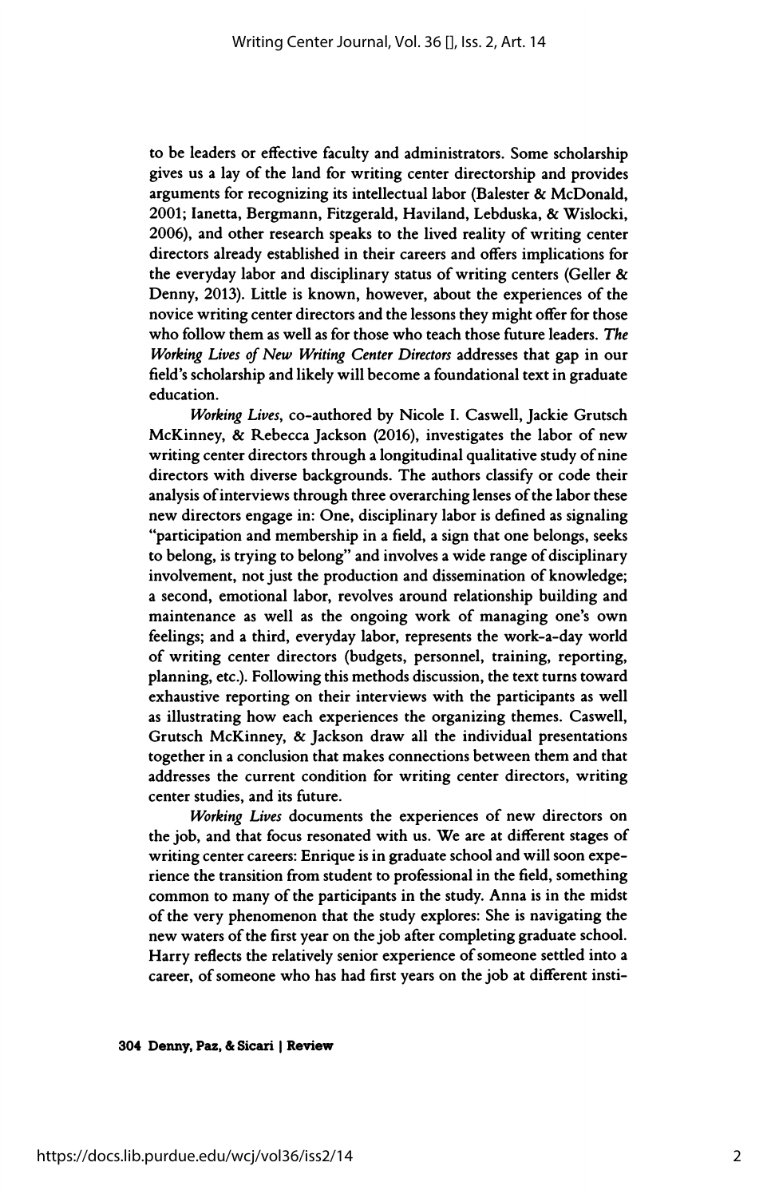to be leaders or effective faculty and administrators. Some scholarship gives us a lay of the land for writing center directorship and provides arguments for recognizing its intellectual labor (Balester & McDonald, 2001; Ianetta, Bergmann, Fitzgerald, Haviland, Lebduska, & Wislocki, 2006), and other research speaks to the lived reality of writing center directors already established in their careers and offers implications for the everyday labor and disciplinary status of writing centers (Geller & Denny, 2013). Little is known, however, about the experiences of the novice writing center directors and the lessons they might offer for those who follow them as well as for those who teach those future leaders. *The Working Lives of New Writing Center Directors* addresses that gap in our field's scholarship and likely will become a foundational text in graduate education.

*Working Lives*, co-authored by Nicole I. Caswell, Jackie Grutsch McKinney, & Rebecca Jackson (2016), investigates the labor of new writing center directors through a longitudinal qualitative study of nine directors with diverse backgrounds. The authors classify or code their analysis of interviews through three overarching lenses of the labor these new directors engage in: One, disciplinary labor is defined as signaling "participation and membership in a field, a sign that one belongs, seeks to belong, is trying to belong" and involves a wide range of disciplinary involvement, not just the production and dissemination of knowledge; a second, emotional labor, revolves around relationship building and maintenance as well as the ongoing work of managing one's own feelings; and a third, everyday labor, represents the work-a-day world of writing center directors (budgets, personnel, training, reporting, planning, etc.). Following this methods discussion, the text turns toward exhaustive reporting on their interviews with the participants as well as illustrating how each experiences the organizing themes. Caswell, Grutsch McKinney, & Jackson draw all the individual presentations together in a conclusion that makes connections between them and that addresses the current condition for writing center directors, writing center studies, and its future.

*Working Lives* documents the experiences of new directors on the job, and that focus resonated with us. We are at different stages of writing center careers: Enrique is in graduate school and will soon experience the transition from student to professional in the field, something common to many of the participants in the study. Anna is in the midst of the very phenomenon that the study explores: She is navigating the new waters of the first year on the job after completing graduate school. Harry reflects the relatively senior experience of someone settled into a career, of someone who has had first years on the job at different insti-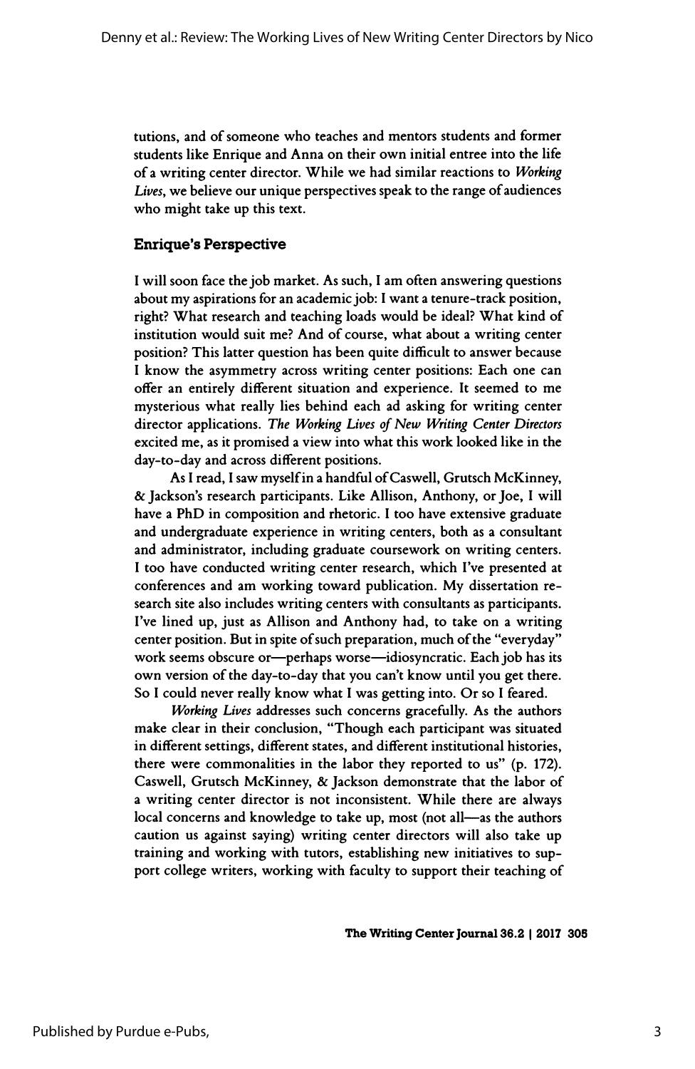tutions, and of someone who teaches and mentors students and former students like Enrique and Anna on their own initial entree into the life of a writing center director. While we had similar reactions to *Working Lives*, we believe our unique perspectives speak to the range of audiences who might take up this text.

### Enrique's Perspective

I will soon face the job market. As such, I am often answering questions about my aspirations for an academic job: I want a tenure-track position, right? What research and teaching loads would be ideal? What kind of institution would suit me? And of course, what about a writing center position? This latter question has been quite difficult to answer because I know the asymmetry across writing center positions: Each one can offer an entirely different situation and experience. It seemed to me mysterious what really lies behind each ad asking for writing center director applications. *The Working Lives of New Writing Center Directors* excited me, as it promised a view into what this work looked like in the day-to-day and across different positions.

As I read, I saw myself in a handful of Caswell, Grutsch McKinney, & Jackson's research participants. Like Allison, Anthony, or Joe, I will have a PhD in composition and rhetoric. I too have extensive graduate and undergraduate experience in writing centers, both as a consultant and administrator, including graduate coursework on writing centers. I too have conducted writing center research, which I've presented at conferences and am working toward publication. My dissertation research site also includes writing centers with consultants as participants. I've lined up, just as Allison and Anthony had, to take on a writing center position. But in spite of such preparation, much of the "everyday" work seems obscure or—perhaps worse—idiosyncratic. Each job has its own version of the day-to-day that you can't know until you get there. So I could never really know what I was getting into. Or so I feared.

*Working Lives* addresses such concerns gracefully. As the authors make clear in their conclusion, "Though each participant was situated in different settings, different states, and different institutional histories, there were commonalities in the labor they reported to us" (p. 172). Caswell, Grutsch McKinney, & Jackson demonstrate that the labor of a writing center director is not inconsistent. While there are always local concerns and knowledge to take up, most (not all—as the authors caution us against saying) writing center directors will also take up training and working with tutors, establishing new initiatives to support college writers, working with faculty to support their teaching of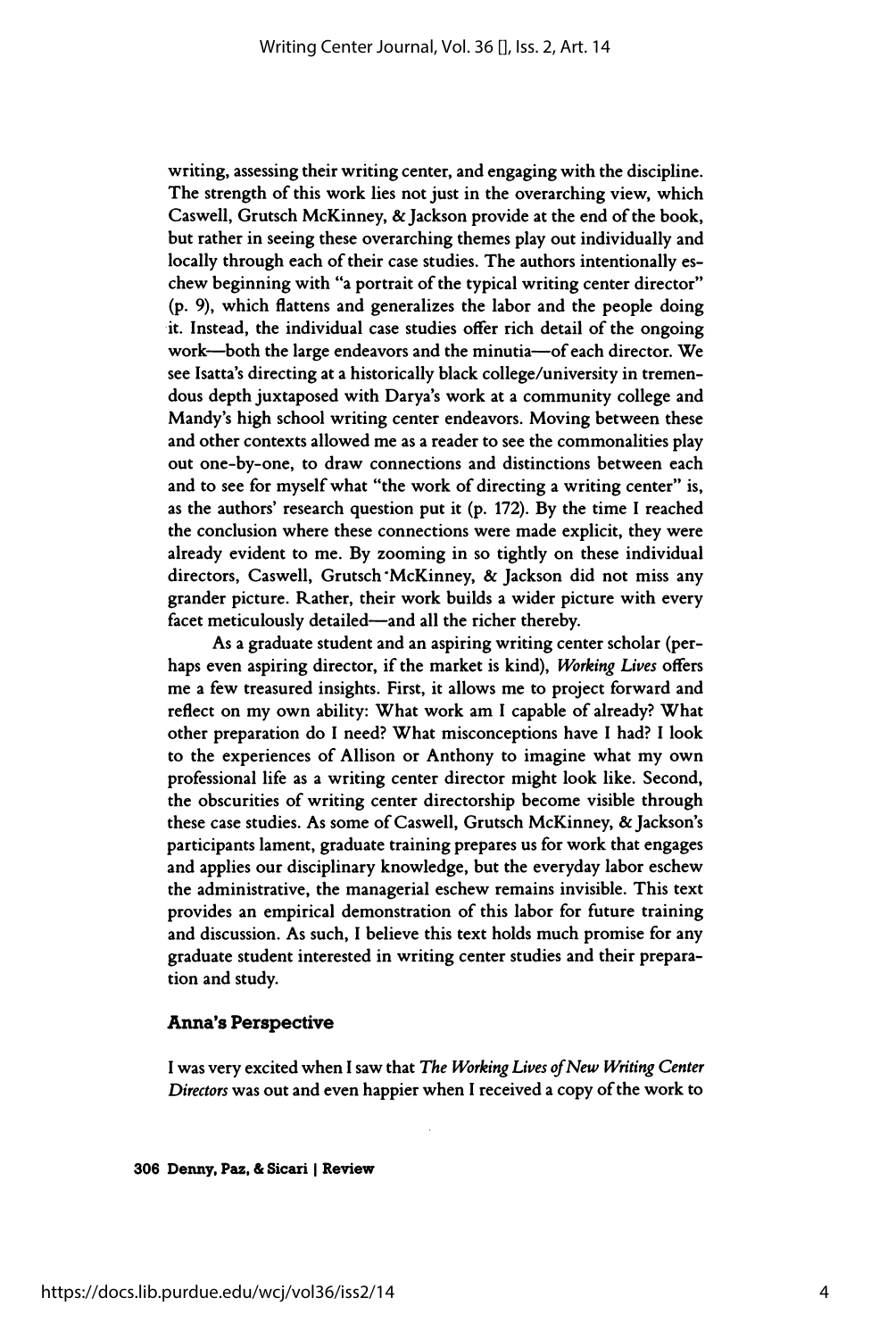writing, assessing their writing center, and engaging with the discipline. The strength of this work lies not just in the overarching view, which Caswell, Grutsch McKinney, & Jackson provide at the end of the book, but rather in seeing these overarching themes play out individually and locally through each of their case studies. The authors intentionally eschew beginning with "a portrait of the typical writing center director" (p. 9), which flattens and generalizes the labor and the people doing it. Instead, the individual case studies offer rich detail of the ongoing work—both the large endeavors and the minutia—of each director. We see Isatta's directing at a historically black college/university in tremendous depth juxtaposed with Darya's work at a community college and Mandy's high school writing center endeavors. Moving between these and other contexts allowed me as a reader to see the commonalities play out one-by-one, to draw connections and distinctions between each and to see for myself what "the work of directing a writing center" is, as the authors' research question put it (p. 172). By the time I reached the conclusion where these connections were made explicit, they were already evident to me. By zooming in so tightly on these individual directors, Caswell, Grutsch McKinney, & Jackson did not miss any grander picture. Rather, their work builds a wider picture with every facet meticulously detailed—and all the richer thereby.

As a graduate student and an aspiring writing center scholar (perhaps even aspiring director, if the market is kind), *Working Lives* offers me a few treasured insights. First, it allows me to project forward and reflect on my own ability: What work am I capable of already? What other preparation do I need? What misconceptions have I had? I look to the experiences of Allison or Anthony to imagine what my own professional life as a writing center director might look like. Second, the obscurities of writing center directorship become visible through these case studies. As some of Caswell, Grutsch McKinney, & Jackson's participants lament, graduate training prepares us for work that engages and applies our disciplinary knowledge, but the everyday labor eschew the administrative, the managerial eschew remains invisible. This text provides an empirical demonstration of this labor for future training and discussion. As such, I believe this text holds much promise for any graduate student interested in writing center studies and their preparation and study.

### Anna's Perspective

I was very excited when I saw that *The Working Lives of New Writing Center Directors* was out and even happier when I received a copy of the work to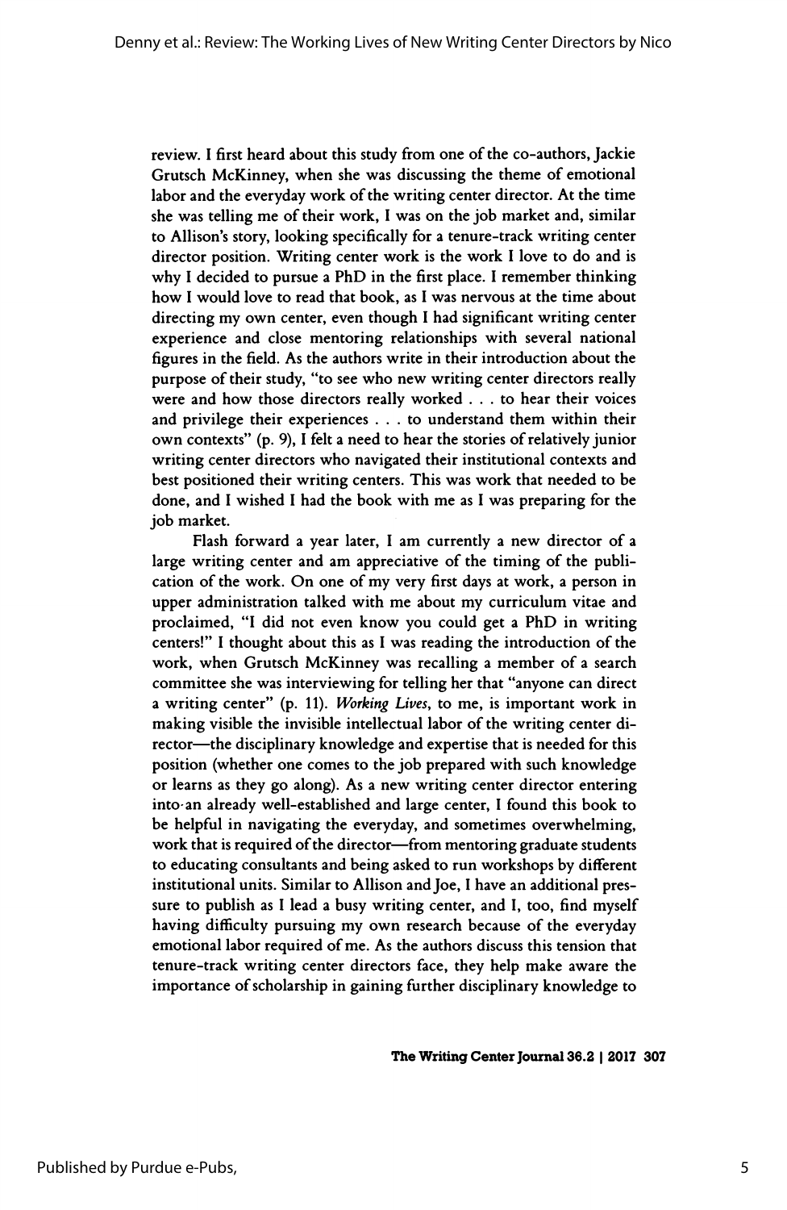review. I first heard about this study from one of the co-authors, Jackie Grutsch McKinney, when she was discussing the theme of emotional labor and the everyday work of the writing center director. At the time she was telling me of their work, I was on the job market and, similar to Allison's story, looking specifically for a tenure-track writing center director position. Writing center work is the work I love to do and is why I decided to pursue a PhD in the first place. I remember thinking how I would love to read that book, as I was nervous at the time about directing my own center, even though I had significant writing center experience and close mentoring relationships with several national figures in the field. As the authors write in their introduction about the purpose of their study, "to see who new writing center directors really were and how those directors really worked . . . to hear their voices and privilege their experiences . . . to understand them within their own contexts" (p. 9), I felt a need to hear the stories of relatively junior writing center directors who navigated their institutional contexts and best positioned their writing centers. This was work that needed to be done, and I wished I had the book with me as I was preparing for the job market.

Flash forward a year later, I am currently a new director of a large writing center and am appreciative of the timing of the publication of the work. On one of my very first days at work, a person in upper administration talked with me about my curriculum vitae and proclaimed, "I did not even know you could get a PhD in writing centers!" I thought about this as I was reading the introduction of the work, when Grutsch McKinney was recalling a member of a search committee she was interviewing for telling her that "anyone can direct a writing center" (p. 11). *Working Lives*, to me, is important work in making visible the invisible intellectual labor of the writing center director—the disciplinary knowledge and expertise that is needed for this position (whether one comes to the job prepared with such knowledge or learns as they go along). As a new writing center director entering into an already well-established and large center, I found this book to be helpful in navigating the everyday, and sometimes overwhelming, work that is required of the director—from mentoring graduate students to educating consultants and being asked to run workshops by different institutional units. Similar to Allison and Joe, I have an additional pressure to publish as I lead a busy writing center, and I, too, find myself having difficulty pursuing my own research because of the everyday emotional labor required of me. As the authors discuss this tension that tenure-track writing center directors face, they help make aware the importance of scholarship in gaining further disciplinary knowledge to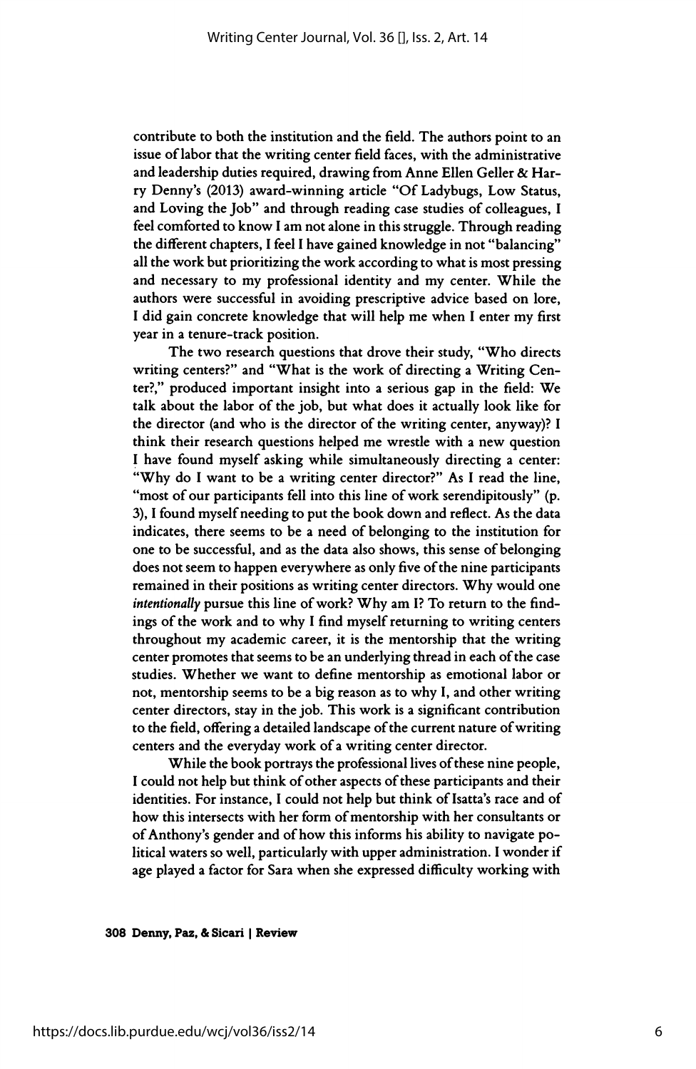contribute to both the institution and the field. The authors point to an issue of labor that the writing center field faces, with the administrative and leadership duties required, drawing from Anne Ellen Geller & Harry Denny's (2013) award-winning article "Of Ladybugs, Low Status, and Loving the Job" and through reading case studies of colleagues, I feel comforted to know I am not alone in this struggle. Through reading the different chapters, I feel I have gained knowledge in not "balancing" all the work but prioritizing the work according to what is most pressing and necessary to my professional identity and my center. While the authors were successful in avoiding prescriptive advice based on lore, I did gain concrete knowledge that will help me when I enter my first year in a tenure-track position.

The two research questions that drove their study, "Who directs writing centers?" and "What is the work of directing a Writing Center?," produced important insight into a serious gap in the field: We talk about the labor of the job, but what does it actually look like for the director (and who is the director of the writing center, anyway)? I think their research questions helped me wrestle with a new question I have found myself asking while simultaneously directing a center: "Why do I want to be a writing center director?" As I read the line, "most of our participants fell into this line of work serendipitously" (p. 3), I found myself needing to put the book down and reflect. As the data indicates, there seems to be a need of belonging to the institution for one to be successful, and as the data also shows, this sense of belonging does not seem to happen everywhere as only five of the nine participants remained in their positions as writing center directors. Why would one *intentionally* pursue this line of work? Why am I? To return to the findings of the work and to why I find myself returning to writing centers throughout my academic career, it is the mentorship that the writing center promotes that seems to be an underlying thread in each of the case studies. Whether we want to define mentorship as emotional labor or not, mentorship seems to be a big reason as to why I, and other writing center directors, stay in the job. This work is a significant contribution to the field, offering a detailed landscape of the current nature of writing centers and the everyday work of a writing center director.

While the book portrays the professional lives of these nine people, I could not help but think of other aspects of these participants and their identities. For instance, I could not help but think of Isatta's race and of how this intersects with her form of mentorship with her consultants or of Anthony's gender and of how this informs his ability to navigate political waters so well, particularly with upper administration. I wonder if age played a factor for Sara when she expressed difficulty working with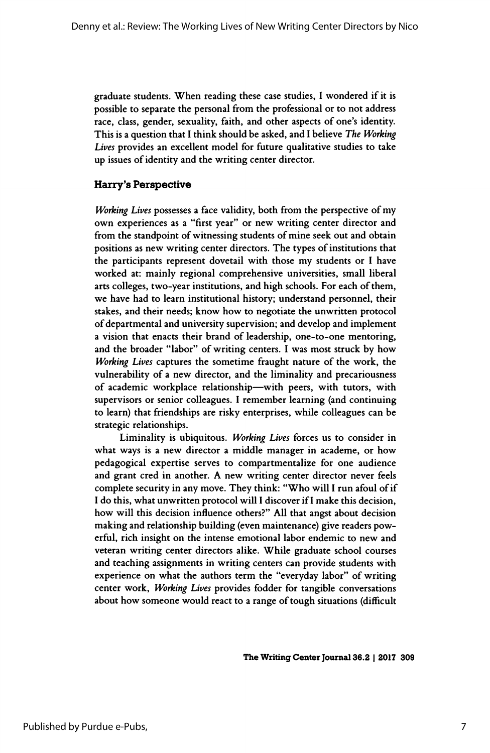graduate students. When reading these case studies, I wondered if it is possible to separate the personal from the professional or to not address race, class, gender, sexuality, faith, and other aspects of one's identity. This is a question that I think should be asked, and I believe *The Working Lives* provides an excellent model for future qualitative studies to take up issues of identity and the writing center director.

### Harry's Perspective

*Working Lives* possesses a face validity, both from the perspective of my own experiences as a "first year" or new writing center director and from the standpoint of witnessing students of mine seek out and obtain positions as new writing center directors. The types of institutions that the participants represent dovetail with those my students or I have worked at: mainly regional comprehensive universities, small liberal arts colleges, two-year institutions, and high schools. For each of them, we have had to learn institutional history; understand personnel, their stakes, and their needs; know how to negotiate the unwritten protocol of departmental and university supervision; and develop and implement a vision that enacts their brand of leadership, one-to-one mentoring, and the broader "labor" of writing centers. I was most struck by how *Working Lives* captures the sometime fraught nature of the work, the vulnerability of a new director, and the liminality and precariousness of academic workplace relationship—with peers, with tutors, with supervisors or senior colleagues. I remember learning (and continuing to learn) that friendships are risky enterprises, while colleagues can be strategic relationships.

Liminality is ubiquitous. *Working Lives* forces us to consider in what ways is a new director a middle manager in academe, or how pedagogical expertise serves to compartmentalize for one audience and grant cred in another. A new writing center director never feels complete security in any move. They think: "Who will I run afoul of if I do this, what unwritten protocol will I discover if I make this decision, how will this decision influence others?" All that angst about decision making and relationship building (even maintenance) give readers powerful, rich insight on the intense emotional labor endemic to new and veteran writing center directors alike. While graduate school courses and teaching assignments in writing centers can provide students with experience on what the authors term the "everyday labor" of writing center work, *Working Lives* provides fodder for tangible conversations about how someone would react to a range of tough situations (difficult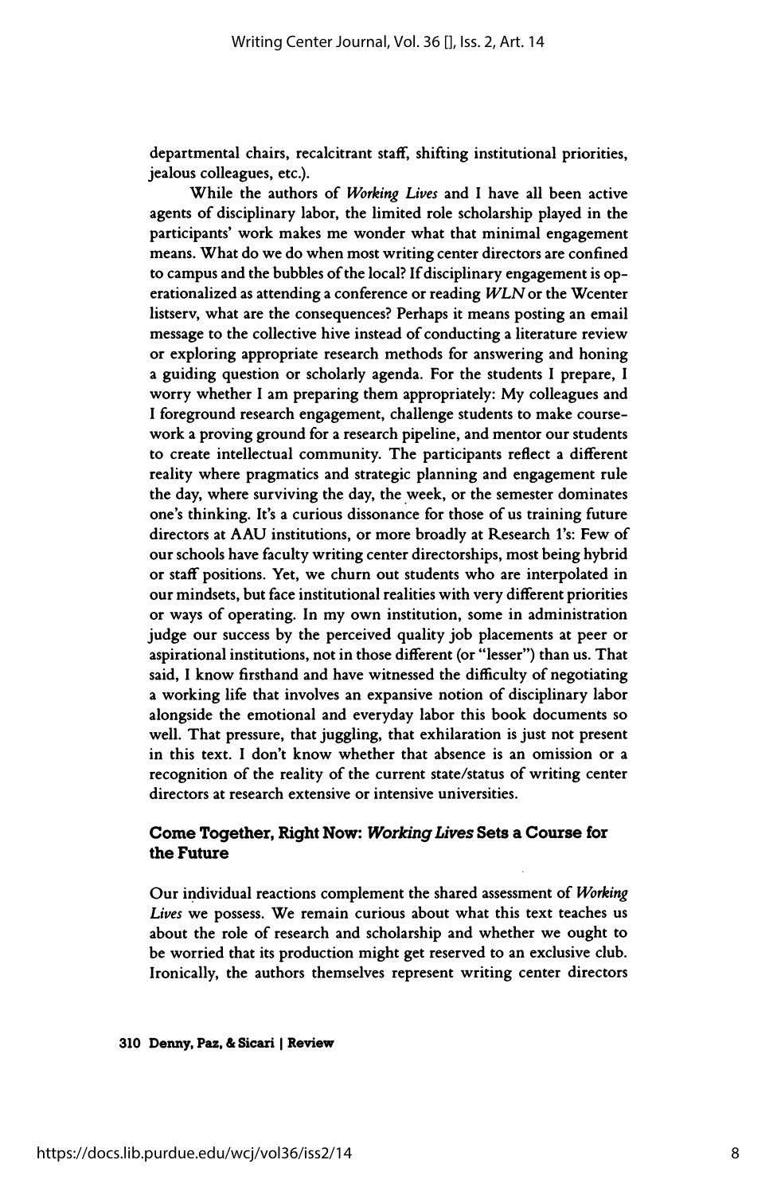departmental chairs, recalcitrant staff, shifting institutional priorities, jealous colleagues, etc.).

While the authors of *Working Lives* and I have all been active agents of disciplinary labor, the limited role scholarship played in the participants' work makes me wonder what that minimal engagement means. What do we do when most writing center directors are confined to campus and the bubbles of the local? If disciplinary engagement is operationalized as attending a conference or reading *WLN* or the Wcenter listserv, what are the consequences? Perhaps it means posting an email message to the collective hive instead of conducting a literature review or exploring appropriate research methods for answering and honing a guiding question or scholarly agenda. For the students I prepare, I worry whether I am preparing them appropriately: My colleagues and I foreground research engagement, challenge students to make coursework a proving ground for a research pipeline, and mentor our students to create intellectual community. The participants reflect a different reality where pragmatics and strategic planning and engagement rule the day, where surviving the day, the week, or the semester dominates one's thinking. It's a curious dissonance for those of us training future directors at AAU institutions, or more broadly at Research 1's: Few of our schools have faculty writing center directorships, most being hybrid or staff positions. Yet, we churn out students who are interpolated in our mindsets, but face institutional realities with very different priorities or ways of operating. In my own institution, some in administration judge our success by the perceived quality job placements at peer or aspirational institutions, not in those different (or "lesser") than us. That said, I know firsthand and have witnessed the difficulty of negotiating a working life that involves an expansive notion of disciplinary labor alongside the emotional and everyday labor this book documents so well. That pressure, that juggling, that exhilaration is just not present in this text. I don't know whether that absence is an omission or a recognition of the reality of the current state/status of writing center directors at research extensive or intensive universities.

## Come Together, Right Now: *Working Lives* Sets a Course for the Future

Our individual reactions complement the shared assessment of *Working Lives* we possess. We remain curious about what this text teaches us about the role of research and scholarship and whether we ought to be worried that its production might get reserved to an exclusive club. Ironically, the authors themselves represent writing center directors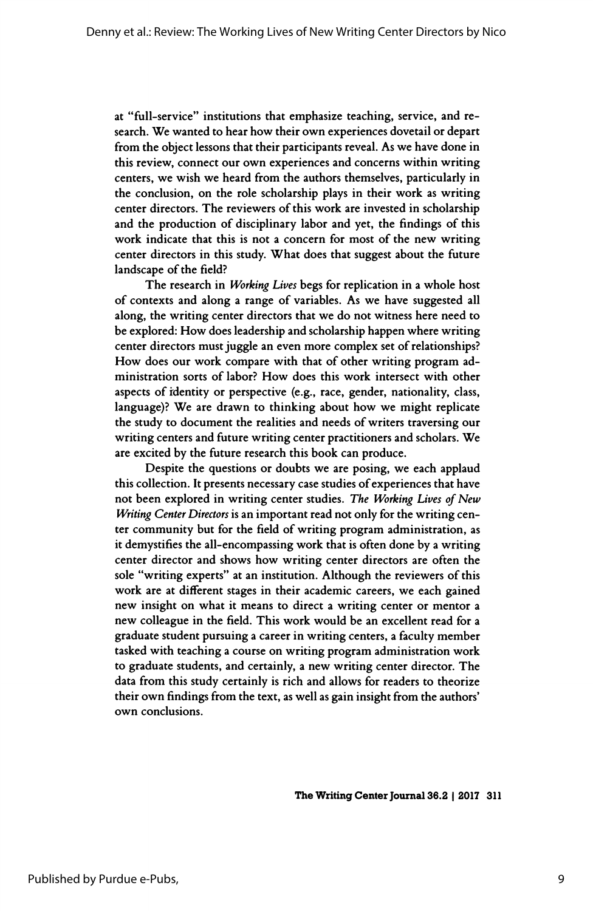at "full-service" institutions that emphasize teaching, service, and research. We wanted to hear how their own experiences dovetail or depart from the object lessons that their participants reveal. As we have done in this review, connect our own experiences and concerns within writing centers, we wish we heard from the authors themselves, particularly in the conclusion, on the role scholarship plays in their work as writing center directors. The reviewers of this work are invested in scholarship and the production of disciplinary labor and yet, the findings of this work indicate that this is not a concern for most of the new writing center directors in this study. What does that suggest about the future landscape of the field?

The research in *Working Lives* begs for replication in a whole host of contexts and along a range of variables. As we have suggested all along, the writing center directors that we do not witness here need to be explored: How does leadership and scholarship happen where writing center directors must juggle an even more complex set of relationships? How does our work compare with that of other writing program administration sorts of labor? How does this work intersect with other aspects of identity or perspective (e.g., race, gender, nationality, class, language)? We are drawn to thinking about how we might replicate the study to document the realities and needs of writers traversing our writing centers and future writing center practitioners and scholars. We are excited by the future research this book can produce.

Despite the questions or doubts we are posing, we each applaud this collection. It presents necessary case studies of experiences that have not been explored in writing center studies. *The Working Lives of New Writing Center Directors* is an important read not only for the writing center community but for the field of writing program administration, as it demystifies the all-encompassing work that is often done by a writing center director and shows how writing center directors are often the sole "writing experts" at an institution. Although the reviewers of this work are at different stages in their academic careers, we each gained new insight on what it means to direct a writing center or mentor a new colleague in the field. This work would be an excellent read for a graduate student pursuing a career in writing centers, a faculty member tasked with teaching a course on writing program administration work to graduate students, and certainly, a new writing center director. The data from this study certainly is rich and allows for readers to theorize their own findings from the text, as well as gain insight from the authors' own conclusions.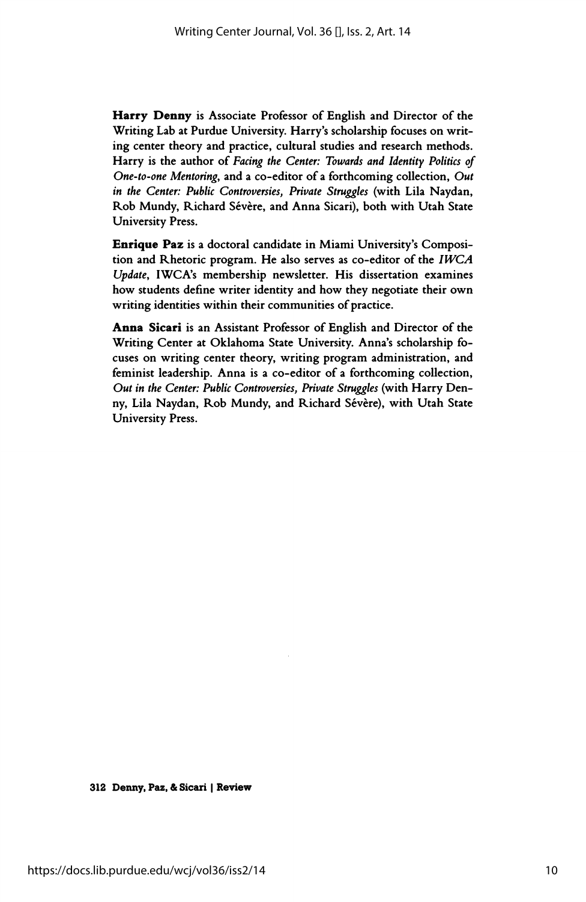**Harry Denny** is Associate Professor of English and Director of the Writing Lab at Purdue University. Harry's scholarship focuses on writing center theory and practice, cultural studies and research methods. Harry is the author of *Facing the Center: Towards and Identity Politics of One-to-one Mentoring*, and a co-editor of a forthcoming collection, *Out in the Center: Public Controversies, Private Struggles* (with Lila Naydan, Rob Mundy, Richard Sévère, and Anna Sicari), both with Utah State University Press.

**Enrique Paz** is a doctoral candidate in Miami University's Composition and Rhetoric program. He also serves as co-editor of the *IWCA Update*, IWCA's membership newsletter. His dissertation examines how students define writer identity and how they negotiate their own writing identities within their communities of practice.

**Anna Sicari** is an Assistant Professor of English and Director of the Writing Center at Oklahoma State University. Anna's scholarship focuses on writing center theory, writing program administration, and feminist leadership. Anna is a co-editor of a forthcoming collection, *Out in the Center: Public Controversies, Private Struggles* (with Harry Denny, Lila Naydan, Rob Mundy, and Richard Sévère), with Utah State University Press.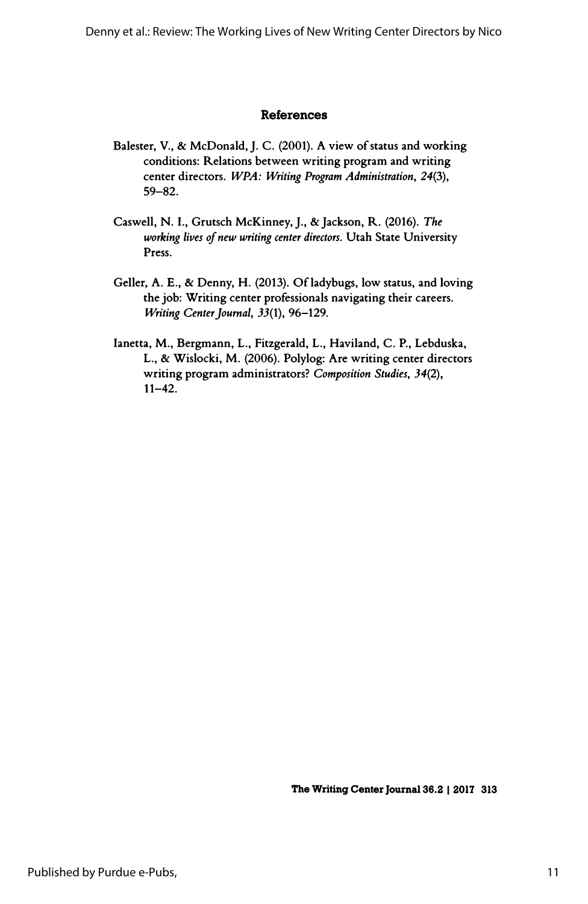## References

Balester, V., & McDonald, J. C. (2001). A view of status and working conditions: Relations between writing program and writing center directors. *WPA: Writing Program Administration*, *24*(3), 59–82.

Caswell, N. I., Grutsch McKinney, J., & Jackson, R. (2016). *The working lives of new writing center directors*. Utah State University Press.

Geller, A. E., & Denny, H. (2013). Of ladybugs, low status, and loving the job: Writing center professionals navigating their careers. *Writing Center Journal*, *33*(1), 96–129.

Ianetta, M., Bergmann, L., Fitzgerald, L., Haviland, C. P., Lebduska, L., & Wislocki, M. (2006). Polylog: Are writing center directors writing program administrators? *Composition Studies*, *34*(2), 11–42.